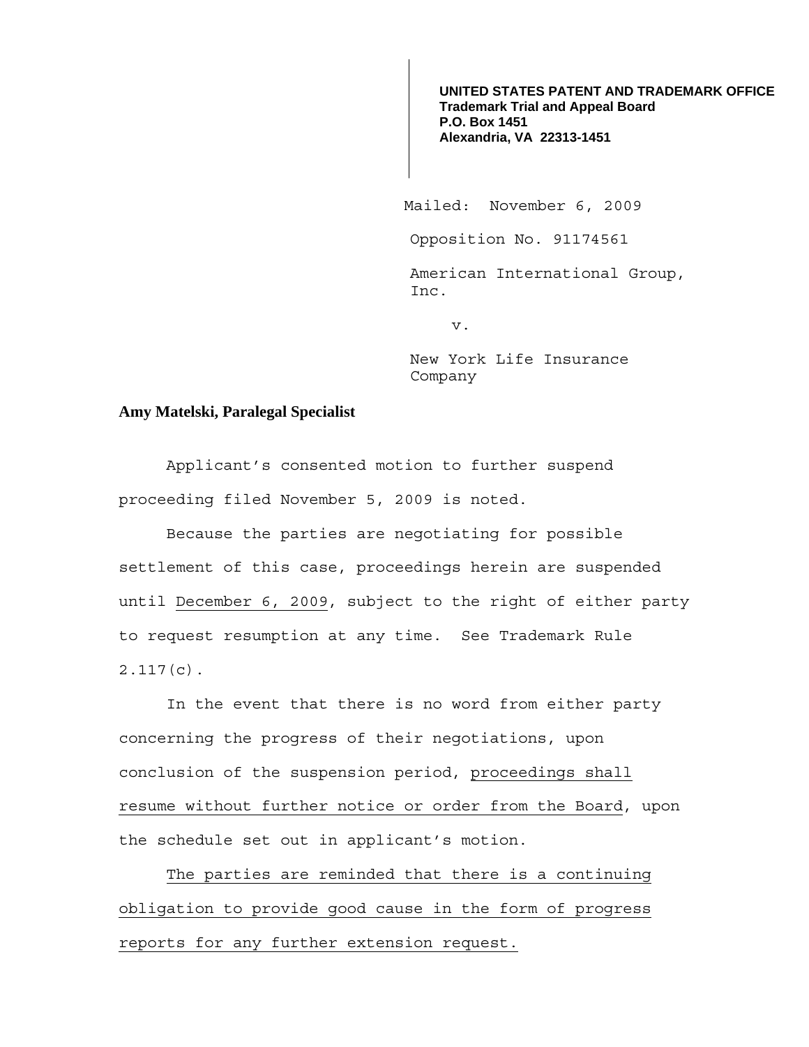**UNITED STATES PATENT AND TRADEMARK OFFICE**
**Trademark Trial and Appeal Board**
**P.O. Box 1451**
**Alexandria, VA 22313-1451**

Mailed: November 6, 2009

Opposition No. 91174561

American International Group, Inc.

v.

New York Life Insurance Company

**Amy Matelski, Paralegal Specialist**

Applicant's consented motion to further suspend proceeding filed November 5, 2009 is noted.

Because the parties are negotiating for possible settlement of this case, proceedings herein are suspended until <u>December 6, 2009</u>, subject to the right of either party to request resumption at any time. See Trademark Rule 2.117(c).

In the event that there is no word from either party concerning the progress of their negotiations, upon conclusion of the suspension period, <u>proceedings shall resume without further notice or order from the Board</u>, upon the schedule set out in applicant's motion.

<u>The parties are reminded that there is a continuing obligation to provide good cause in the form of progress reports for any further extension request.</u>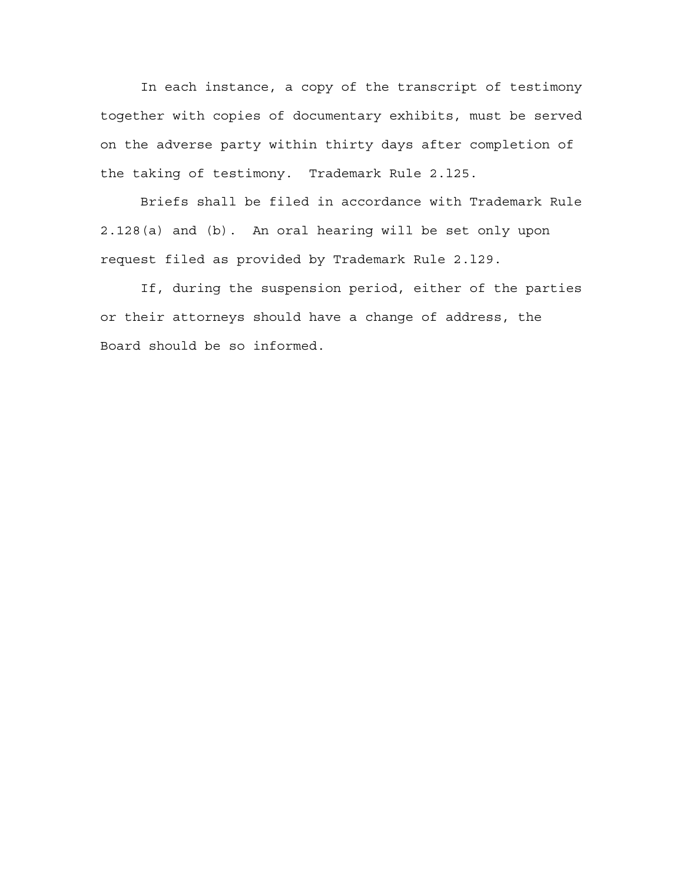In each instance, a copy of the transcript of testimony together with copies of documentary exhibits, must be served on the adverse party within thirty days after completion of the taking of testimony. Trademark Rule 2.l25.

Briefs shall be filed in accordance with Trademark Rule 2.128(a) and (b). An oral hearing will be set only upon request filed as provided by Trademark Rule 2.l29.

If, during the suspension period, either of the parties or their attorneys should have a change of address, the Board should be so informed.